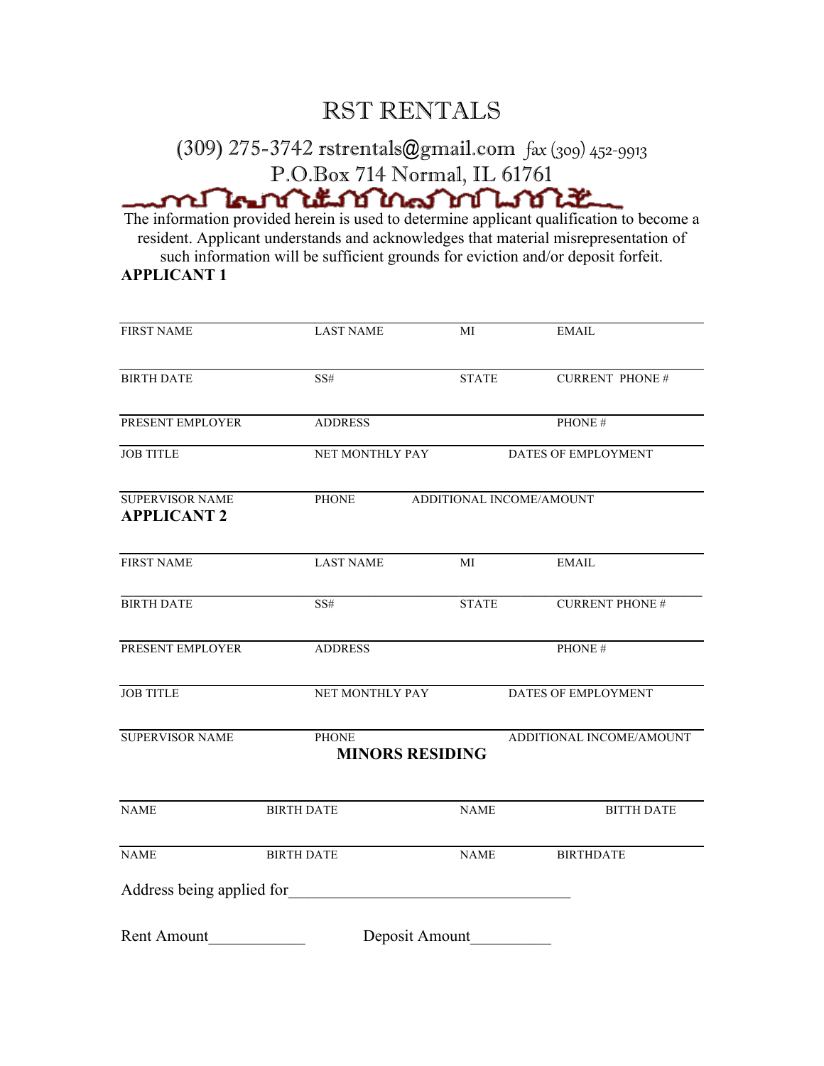# RST RENTALS

(309) 275-3742 rstrentals@gmail.com *fax* (309) 452-9913

P.O.Box 714 Normal, IL 61761

The information provided herein is used to determine applicant qualification to become a resident. Applicant understands and acknowledges that material misrepresentation of such information will be sufficient grounds for eviction and/or deposit forfeit.

**APPLICANT 1**

| FIRST NAME | LAST NAME | MI | EMAIL |
|---|---|---|---|
| BIRTH DATE | SS# | STATE | CURRENT PHONE # |
| PRESENT EMPLOYER | ADDRESS | | PHONE # |
| JOB TITLE | NET MONTHLY PAY | DATES OF EMPLOYMENT | |
| SUPERVISOR NAME | PHONE | ADDITIONAL INCOME/AMOUNT | |

**APPLICANT 2**

| FIRST NAME | LAST NAME | MI | EMAIL |
|---|---|---|---|
| BIRTH DATE | SS# | STATE | CURRENT PHONE # |
| PRESENT EMPLOYER | ADDRESS | | PHONE # |
| JOB TITLE | NET MONTHLY PAY | DATES OF EMPLOYMENT | |
| SUPERVISOR NAME | PHONE | ADDITIONAL INCOME/AMOUNT | |

**MINORS RESIDING**

| NAME | BIRTH DATE | NAME | BITTH DATE |
|---|---|---|---|
| NAME | BIRTH DATE | NAME | BIRTHDATE |

Address being applied for___________________________________

Rent Amount____________ Deposit Amount__________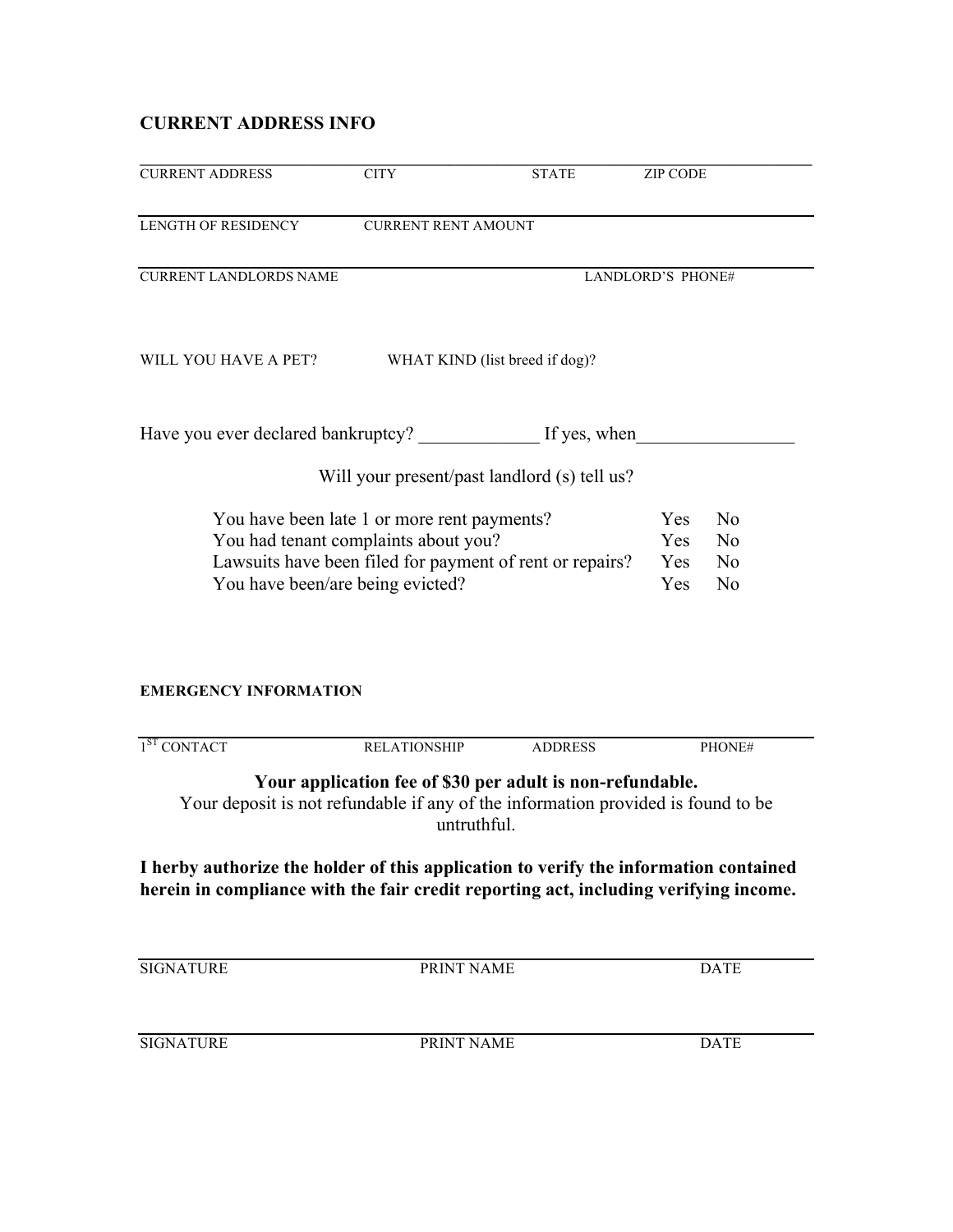## CURRENT ADDRESS INFO

| CURRENT ADDRESS | CITY | STATE | ZIP CODE |
|---|---|---|---|
| | | | |

| LENGTH OF RESIDENCY | CURRENT RENT AMOUNT |
|---|---|
| | |

| CURRENT LANDLORDS NAME | LANDLORD'S PHONE# |
|---|---|
| | |

| WILL YOU HAVE A PET? | WHAT KIND (list breed if dog)? |
|---|---|
| | |

Have you ever declared bankruptcy? _____________ If yes, when_________________

Will your present/past landlord (s) tell us?

| | | |
|---|---|---|
| You have been late 1 or more rent payments? | Yes | No |
| You had tenant complaints about you? | Yes | No |
| Lawsuits have been filed for payment of rent or repairs? | Yes | No |
| You have been/are being evicted? | Yes | No |

### EMERGENCY INFORMATION

| 1ST CONTACT | RELATIONSHIP | ADDRESS | PHONE# |
|---|---|---|---|
| | | | |

**Your application fee of $30 per adult is non-refundable.**

Your deposit is not refundable if any of the information provided is found to be untruthful.

**I herby authorize the holder of this application to verify the information contained herein in compliance with the fair credit reporting act, including verifying income.**

| SIGNATURE | PRINT NAME | DATE |
|---|---|---|
| | | |

| SIGNATURE | PRINT NAME | DATE |
|---|---|---|
| | | |